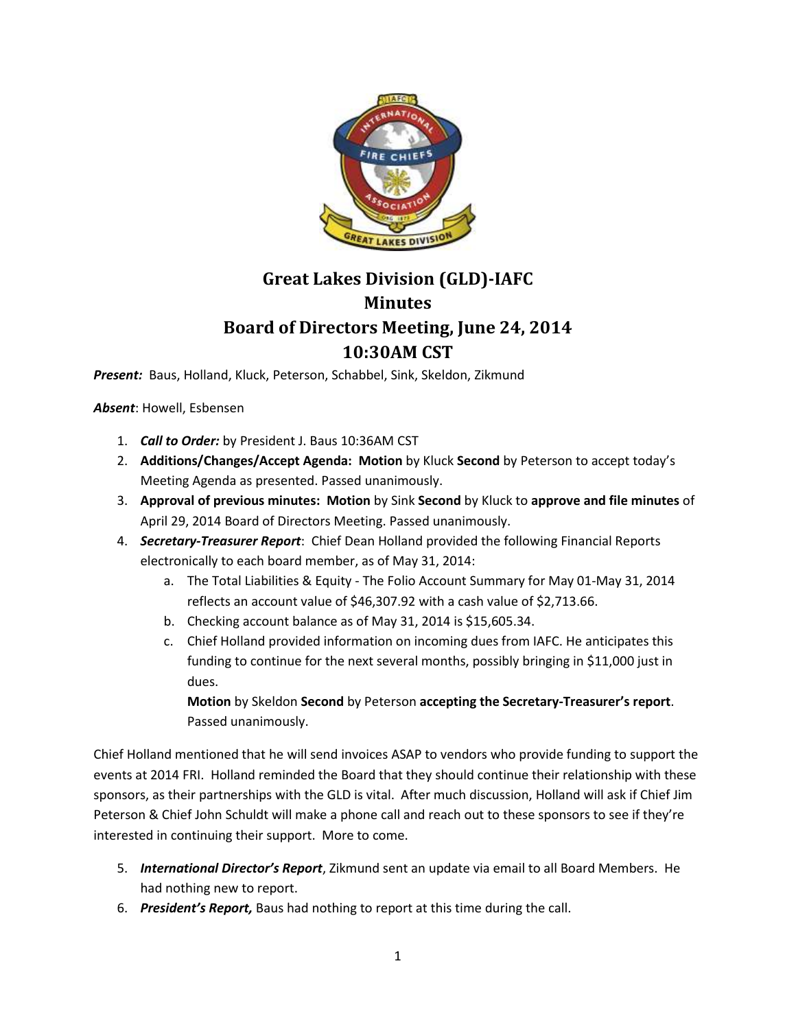# Great Lakes Division (GLD)-IAFC
# Minutes
# Board of Directors Meeting, June 24, 2014
# 10:30AM CST

***Present:*** Baus, Holland, Kluck, Peterson, Schabbel, Sink, Skeldon, Zikmund

***Absent***: Howell, Esbensen

1. ***Call to Order:*** by President J. Baus 10:36AM CST
2. **Additions/Changes/Accept Agenda: Motion** by Kluck **Second** by Peterson to accept today's Meeting Agenda as presented. Passed unanimously.
3. **Approval of previous minutes: Motion** by Sink **Second** by Kluck to **approve and file minutes** of April 29, 2014 Board of Directors Meeting. Passed unanimously.
4. ***Secretary-Treasurer Report***: Chief Dean Holland provided the following Financial Reports electronically to each board member, as of May 31, 2014:
   a. The Total Liabilities & Equity - The Folio Account Summary for May 01-May 31, 2014 reflects an account value of $46,307.92 with a cash value of $2,713.66.
   b. Checking account balance as of May 31, 2014 is $15,605.34.
   c. Chief Holland provided information on incoming dues from IAFC. He anticipates this funding to continue for the next several months, possibly bringing in $11,000 just in dues.

      **Motion** by Skeldon **Second** by Peterson **accepting the Secretary-Treasurer's report**. Passed unanimously.

Chief Holland mentioned that he will send invoices ASAP to vendors who provide funding to support the events at 2014 FRI. Holland reminded the Board that they should continue their relationship with these sponsors, as their partnerships with the GLD is vital. After much discussion, Holland will ask if Chief Jim Peterson & Chief John Schuldt will make a phone call and reach out to these sponsors to see if they're interested in continuing their support. More to come.

5. ***International Director's Report***, Zikmund sent an update via email to all Board Members. He had nothing new to report.
6. ***President's Report,*** Baus had nothing to report at this time during the call.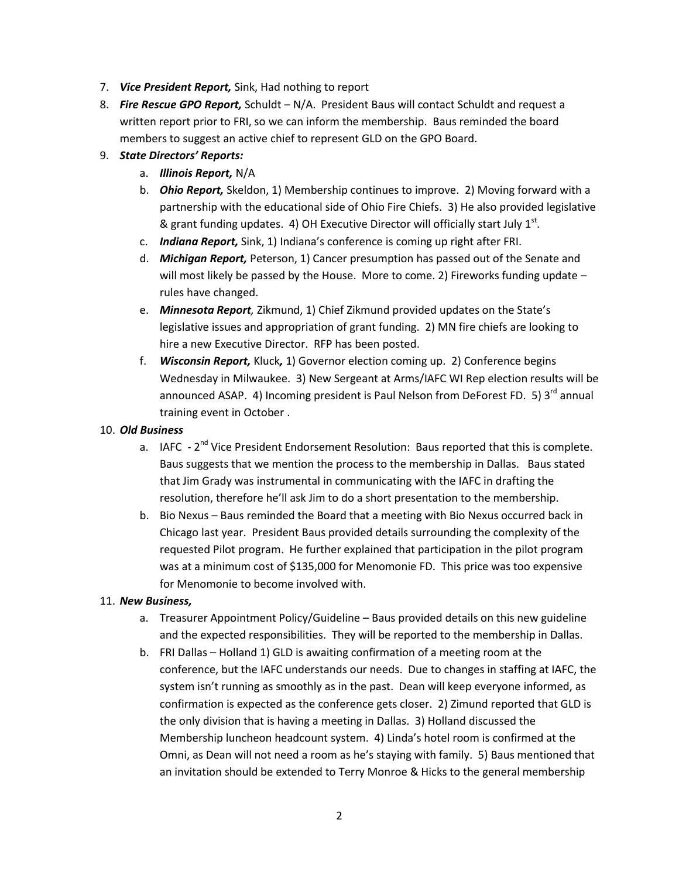7. ***Vice President Report,*** Sink, Had nothing to report
8. ***Fire Rescue GPO Report,*** Schuldt – N/A. President Baus will contact Schuldt and request a written report prior to FRI, so we can inform the membership. Baus reminded the board members to suggest an active chief to represent GLD on the GPO Board.
9. ***State Directors' Reports:***
   a. ***Illinois Report,*** N/A
   b. ***Ohio Report,*** Skeldon, 1) Membership continues to improve. 2) Moving forward with a partnership with the educational side of Ohio Fire Chiefs. 3) He also provided legislative & grant funding updates. 4) OH Executive Director will officially start July 1st.
   c. ***Indiana Report,*** Sink, 1) Indiana's conference is coming up right after FRI.
   d. ***Michigan Report,*** Peterson, 1) Cancer presumption has passed out of the Senate and will most likely be passed by the House. More to come. 2) Fireworks funding update – rules have changed.
   e. ***Minnesota Report,*** Zikmund, 1) Chief Zikmund provided updates on the State's legislative issues and appropriation of grant funding. 2) MN fire chiefs are looking to hire a new Executive Director. RFP has been posted.
   f. ***Wisconsin Report,*** Kluck, 1) Governor election coming up. 2) Conference begins Wednesday in Milwaukee. 3) New Sergeant at Arms/IAFC WI Rep election results will be announced ASAP. 4) Incoming president is Paul Nelson from DeForest FD. 5) 3rd annual training event in October .
10. ***Old Business***
    a. IAFC - 2nd Vice President Endorsement Resolution: Baus reported that this is complete. Baus suggests that we mention the process to the membership in Dallas. Baus stated that Jim Grady was instrumental in communicating with the IAFC in drafting the resolution, therefore he'll ask Jim to do a short presentation to the membership.
    b. Bio Nexus – Baus reminded the Board that a meeting with Bio Nexus occurred back in Chicago last year. President Baus provided details surrounding the complexity of the requested Pilot program. He further explained that participation in the pilot program was at a minimum cost of $135,000 for Menomonie FD. This price was too expensive for Menomonie to become involved with.
11. ***New Business,***
    a. Treasurer Appointment Policy/Guideline – Baus provided details on this new guideline and the expected responsibilities. They will be reported to the membership in Dallas.
    b. FRI Dallas – Holland 1) GLD is awaiting confirmation of a meeting room at the conference, but the IAFC understands our needs. Due to changes in staffing at IAFC, the system isn't running as smoothly as in the past. Dean will keep everyone informed, as confirmation is expected as the conference gets closer. 2) Zimund reported that GLD is the only division that is having a meeting in Dallas. 3) Holland discussed the Membership luncheon headcount system. 4) Linda's hotel room is confirmed at the Omni, as Dean will not need a room as he's staying with family. 5) Baus mentioned that an invitation should be extended to Terry Monroe & Hicks to the general membership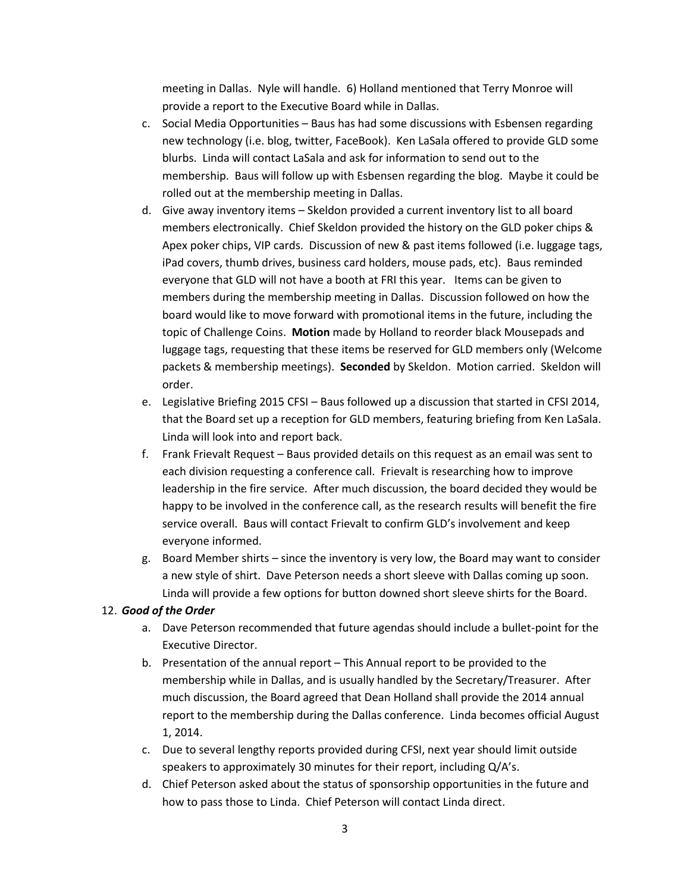meeting in Dallas. Nyle will handle. 6) Holland mentioned that Terry Monroe will provide a report to the Executive Board while in Dallas.

c. Social Media Opportunities – Baus has had some discussions with Esbensen regarding new technology (i.e. blog, twitter, FaceBook). Ken LaSala offered to provide GLD some blurbs. Linda will contact LaSala and ask for information to send out to the membership. Baus will follow up with Esbensen regarding the blog. Maybe it could be rolled out at the membership meeting in Dallas.

d. Give away inventory items – Skeldon provided a current inventory list to all board members electronically. Chief Skeldon provided the history on the GLD poker chips & Apex poker chips, VIP cards. Discussion of new & past items followed (i.e. luggage tags, iPad covers, thumb drives, business card holders, mouse pads, etc). Baus reminded everyone that GLD will not have a booth at FRI this year. Items can be given to members during the membership meeting in Dallas. Discussion followed on how the board would like to move forward with promotional items in the future, including the topic of Challenge Coins. **Motion** made by Holland to reorder black Mousepads and luggage tags, requesting that these items be reserved for GLD members only (Welcome packets & membership meetings). **Seconded** by Skeldon. Motion carried. Skeldon will order.

e. Legislative Briefing 2015 CFSI – Baus followed up a discussion that started in CFSI 2014, that the Board set up a reception for GLD members, featuring briefing from Ken LaSala. Linda will look into and report back.

f. Frank Frievalt Request – Baus provided details on this request as an email was sent to each division requesting a conference call. Frievalt is researching how to improve leadership in the fire service. After much discussion, the board decided they would be happy to be involved in the conference call, as the research results will benefit the fire service overall. Baus will contact Frievalt to confirm GLD's involvement and keep everyone informed.

g. Board Member shirts – since the inventory is very low, the Board may want to consider a new style of shirt. Dave Peterson needs a short sleeve with Dallas coming up soon. Linda will provide a few options for button downed short sleeve shirts for the Board.

12. ***Good of the Order***

a. Dave Peterson recommended that future agendas should include a bullet-point for the Executive Director.

b. Presentation of the annual report – This Annual report to be provided to the membership while in Dallas, and is usually handled by the Secretary/Treasurer. After much discussion, the Board agreed that Dean Holland shall provide the 2014 annual report to the membership during the Dallas conference. Linda becomes official August 1, 2014.

c. Due to several lengthy reports provided during CFSI, next year should limit outside speakers to approximately 30 minutes for their report, including Q/A's.

d. Chief Peterson asked about the status of sponsorship opportunities in the future and how to pass those to Linda. Chief Peterson will contact Linda direct.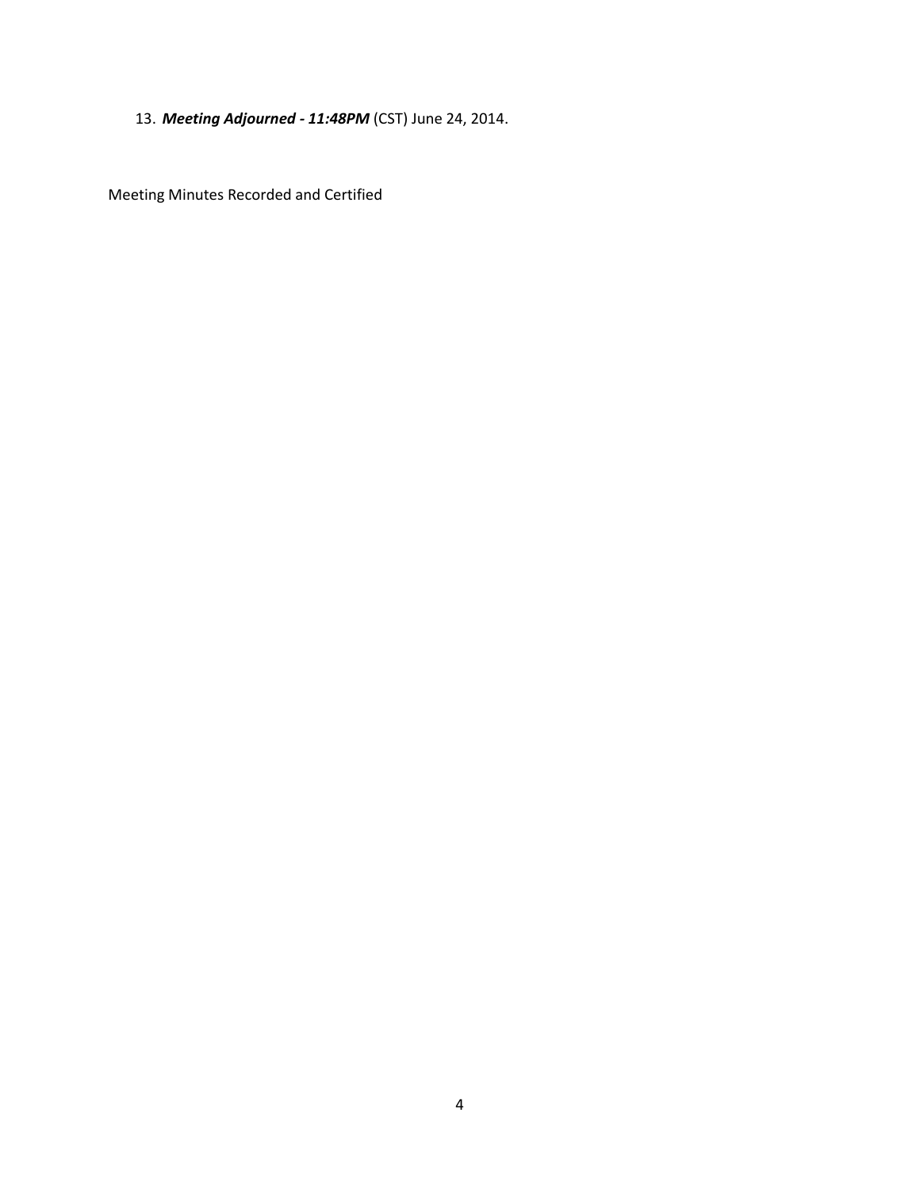13. ***Meeting Adjourned - 11:48PM*** (CST) June 24, 2014.

Meeting Minutes Recorded and Certified